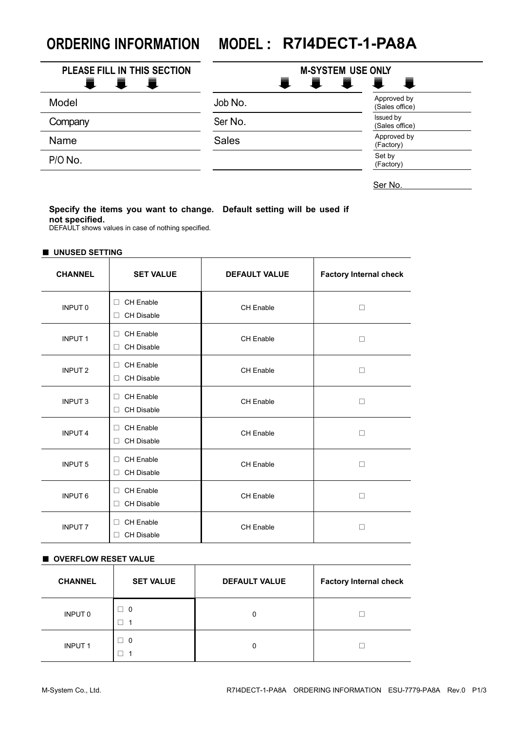# ORDERING INFORMATION MODEL : R7I4DECT-1-PA8A

| PLEASE FILL IN THIS SECTION | M-SYSTEM USE ONLY | |
|---|---|---|
| Model | Job No. | Approved by (Sales office) |
| Company | Ser No. | Issued by (Sales office) |
| Name | Sales | Approved by (Factory) |
| P/O No. | | Set by (Factory) |
| | | Ser No. |

**Specify the items you want to change. Default setting will be used if not specified.**
DEFAULT shows values in case of nothing specified.

### ■ UNUSED SETTING

| CHANNEL | SET VALUE | DEFAULT VALUE | Factory Internal check |
|---|---|---|---|
| INPUT 0 | □ CH Enable □ CH Disable | CH Enable | □ |
| INPUT 1 | □ CH Enable □ CH Disable | CH Enable | □ |
| INPUT 2 | □ CH Enable □ CH Disable | CH Enable | □ |
| INPUT 3 | □ CH Enable □ CH Disable | CH Enable | □ |
| INPUT 4 | □ CH Enable □ CH Disable | CH Enable | □ |
| INPUT 5 | □ CH Enable □ CH Disable | CH Enable | □ |
| INPUT 6 | □ CH Enable □ CH Disable | CH Enable | □ |
| INPUT 7 | □ CH Enable □ CH Disable | CH Enable | □ |

### ■ OVERFLOW RESET VALUE

| CHANNEL | SET VALUE | DEFAULT VALUE | Factory Internal check |
|---|---|---|---|
| INPUT 0 | □ 0 □ 1 | 0 | □ |
| INPUT 1 | □ 0 □ 1 | 0 | □ |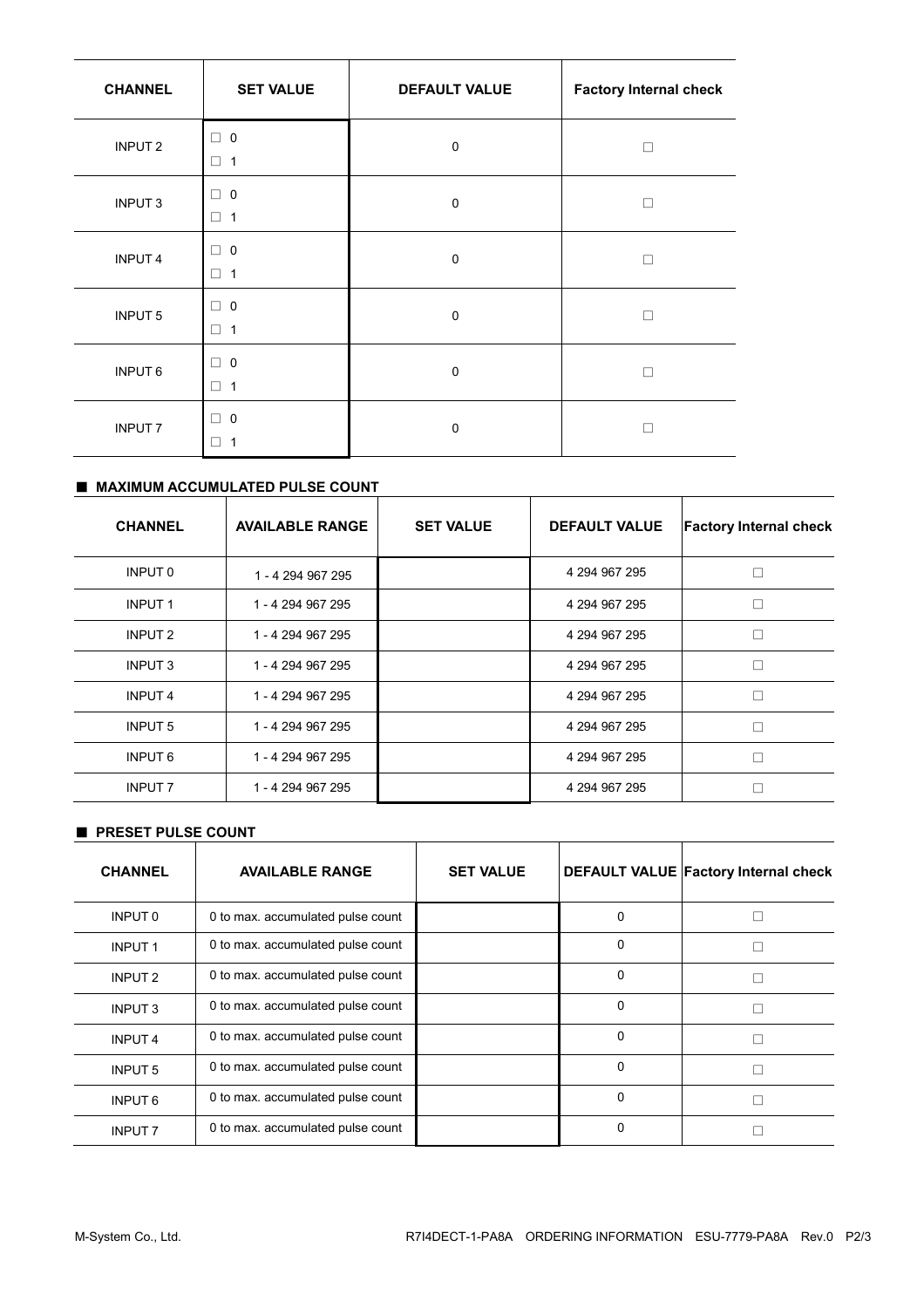| CHANNEL | SET VALUE | DEFAULT VALUE | Factory Internal check |
|---|---|---|---|
| INPUT 2 | □ 0<br>□ 1 | 0 | □ |
| INPUT 3 | □ 0<br>□ 1 | 0 | □ |
| INPUT 4 | □ 0<br>□ 1 | 0 | □ |
| INPUT 5 | □ 0<br>□ 1 | 0 | □ |
| INPUT 6 | □ 0<br>□ 1 | 0 | □ |
| INPUT 7 | □ 0<br>□ 1 | 0 | □ |

### ■ MAXIMUM ACCUMULATED PULSE COUNT

| CHANNEL | AVAILABLE RANGE | SET VALUE | DEFAULT VALUE | Factory Internal check |
|---|---|---|---|---|
| INPUT 0 | 1 - 4 294 967 295 | | 4 294 967 295 | □ |
| INPUT 1 | 1 - 4 294 967 295 | | 4 294 967 295 | □ |
| INPUT 2 | 1 - 4 294 967 295 | | 4 294 967 295 | □ |
| INPUT 3 | 1 - 4 294 967 295 | | 4 294 967 295 | □ |
| INPUT 4 | 1 - 4 294 967 295 | | 4 294 967 295 | □ |
| INPUT 5 | 1 - 4 294 967 295 | | 4 294 967 295 | □ |
| INPUT 6 | 1 - 4 294 967 295 | | 4 294 967 295 | □ |
| INPUT 7 | 1 - 4 294 967 295 | | 4 294 967 295 | □ |

### ■ PRESET PULSE COUNT

| CHANNEL | AVAILABLE RANGE | SET VALUE | DEFAULT VALUE | Factory Internal check |
|---|---|---|---|---|
| INPUT 0 | 0 to max. accumulated pulse count | | 0 | □ |
| INPUT 1 | 0 to max. accumulated pulse count | | 0 | □ |
| INPUT 2 | 0 to max. accumulated pulse count | | 0 | □ |
| INPUT 3 | 0 to max. accumulated pulse count | | 0 | □ |
| INPUT 4 | 0 to max. accumulated pulse count | | 0 | □ |
| INPUT 5 | 0 to max. accumulated pulse count | | 0 | □ |
| INPUT 6 | 0 to max. accumulated pulse count | | 0 | □ |
| INPUT 7 | 0 to max. accumulated pulse count | | 0 | □ |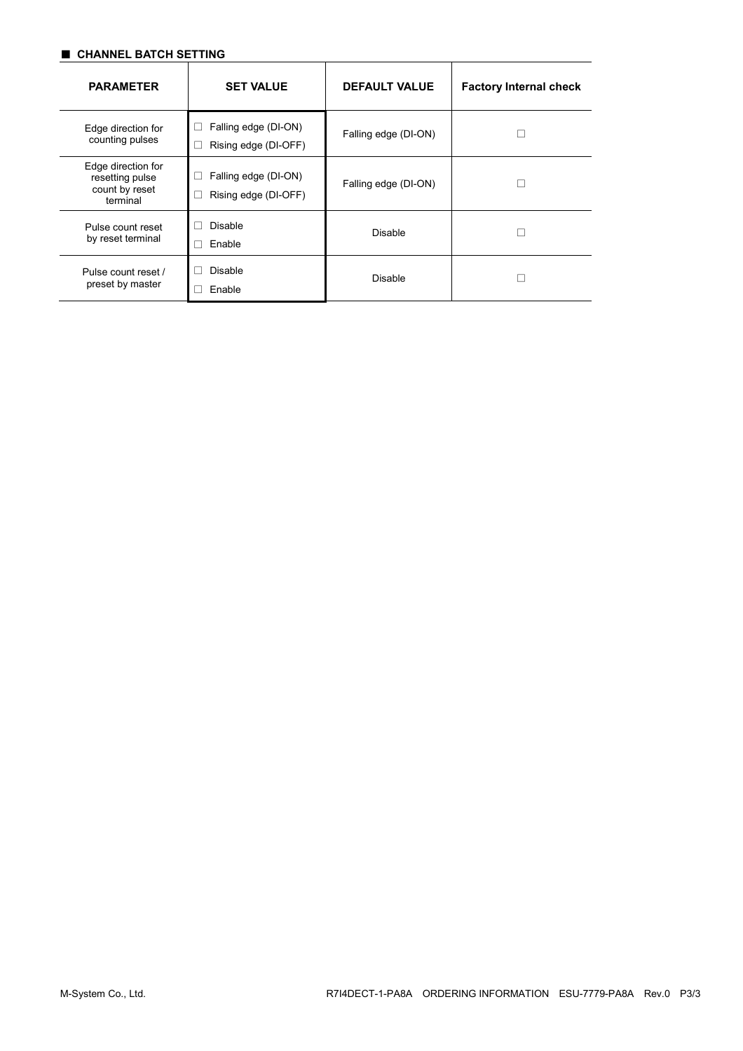## ■ CHANNEL BATCH SETTING

| PARAMETER | SET VALUE | DEFAULT VALUE | Factory Internal check |
|---|---|---|---|
| Edge direction for counting pulses | □ Falling edge (DI-ON)<br>□ Rising edge (DI-OFF) | Falling edge (DI-ON) | □ |
| Edge direction for resetting pulse count by reset terminal | □ Falling edge (DI-ON)<br>□ Rising edge (DI-OFF) | Falling edge (DI-ON) | □ |
| Pulse count reset by reset terminal | □ Disable<br>□ Enable | Disable | □ |
| Pulse count reset / preset by master | □ Disable<br>□ Enable | Disable | □ |